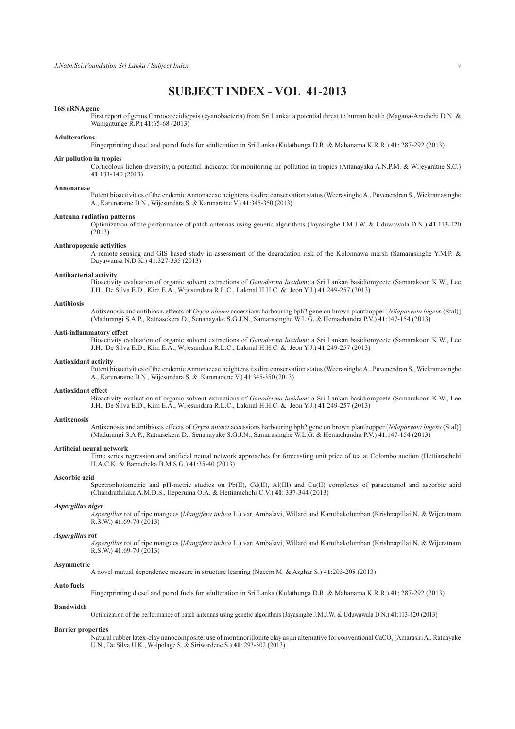# SUBJECT INDEX - VOL 41-2013

**16S rRNA gene**

First report of genus Chroococcidiopsis (cyanobacteria) from Sri Lanka: a potential threat to human health (Magana-Arachchi D.N. & Wanigatunge R.P.) **41**:65-68 (2013)

**Adulterations**

Fingerprinting diesel and petrol fuels for adulteration in Sri Lanka (Kulathunga D.R. & Mahanama K.R.R.) **41**: 287-292 (2013)

**Air pollution in tropics**

Corticolous lichen diversity, a potential indicator for monitoring air pollution in tropics (Attanayaka A.N.P.M. & Wijeyaratne S.C.) **41**:131-140 (2013)

**Annonaceae**

Potent bioactivities of the endemic Annonaceae heightens its dire conservation status (Weerasinghe A., Puvenendran S., Wickramasinghe A., Karunaratne D.N., Wijesundara S. & Karunaratne V.) **41**:345-350 (2013)

**Antenna radiation patterns**

Optimization of the performance of patch antennas using genetic algorithms (Jayasinghe J.M.J.W. & Uduwawala D.N.) **41**:113-120 (2013)

**Anthropogenic activities**

A remote sensing and GIS based study in assessment of the degradation risk of the Kolonnawa marsh (Samarasinghe Y.M.P. & Dayawansa N.D.K.) **41**:327-335 (2013)

**Antibacterial activity**

Bioactivity evaluation of organic solvent extractions of *Ganoderma lucidum*: a Sri Lankan basidiomycete (Samarakoon K.W., Lee J.H., De Silva E.D., Kim E.A., Wijesundara R.L.C., Lakmal H.H.C. & Jeon Y.J.) **41**:249-257 (2013)

**Antibiosis**

Antixenosis and antibiosis effects of *Oryza nivara* accessions harbouring bph2 gene on brown planthopper [*Nilaparvata lugen*s (Stal)] (Madurangi S.A.P., Ratnasekera D., Senanayake S.G.J.N., Samarasinghe W.L.G. & Hemachandra P.V.) **41**:147-154 (2013)

**Anti-inflammatory effect**

Bioactivity evaluation of organic solvent extractions of *Ganoderma lucidum*: a Sri Lankan basidiomycete (Samarakoon K.W., Lee J.H., De Silva E.D., Kim E.A., Wijesundara R.L.C., Lakmal H.H.C. & Jeon Y.J.) **41**:249-257 (2013)

**Antioxidant activity**

Potent bioactivities of the endemic Annonaceae heightens its dire conservation status (Weerasinghe A., Puvenendran S., Wickramasinghe A., Karunaratne D.N., Wijesundara S. & Karunaratne V.) 41:345-350 (2013)

**Antioxidant effect**

Bioactivity evaluation of organic solvent extractions of *Ganoderma lucidum*: a Sri Lankan basidiomycete (Samarakoon K.W., Lee J.H., De Silva E.D., Kim E.A., Wijesundara R.L.C., Lakmal H.H.C. & Jeon Y.J.) **41**:249-257 (2013)

**Antixenosis**

Antixenosis and antibiosis effects of *Oryza nivara* accessions harbouring bph2 gene on brown planthopper [*Nilaparvata lugens* (Stal)] (Madurangi S.A.P., Ratnasekera D., Senanayake S.G.J.N., Samarasinghe W.L.G. & Hemachandra P.V.) **41**:147-154 (2013)

**Artificial neural network**

Time series regression and artificial neural network approaches for forecasting unit price of tea at Colombo auction (Hettiarachchi H.A.C.K. & Banneheka B.M.S.G.) **41**:35-40 (2013)

**Ascorbic acid**

Spectrophotometric and pH-metric studies on Pb(II), Cd(II), Al(III) and Cu(II) complexes of paracetamol and ascorbic acid (Chandrathilaka A.M.D.S., Ileperuma O.A. & Hettiarachchi C.V.) **41**: 337-344 (2013)

***Aspergillus niger***

*Aspergillus* rot of ripe mangoes (*Mangifera indica* L.) var. Ambalavi, Willard and Karuthakolumban (Krishnapillai N. & Wijeratnam R.S.W.) **41**:69-70 (2013)

***Aspergillus* rot**

*Aspergillus* rot of ripe mangoes (*Mangifera indica* L.) var. Ambalavi, Willard and Karuthakolumban (Krishnapillai N. & Wijeratnam R.S.W.) **41**:69-70 (2013)

**Asymmetric**

A novel mutual dependence measure in structure learning (Naeem M. & Asghar S.) **41**:203-208 (2013)

**Auto fuels**

Fingerprinting diesel and petrol fuels for adulteration in Sri Lanka (Kulathunga D.R. & Mahanama K.R.R.) **41**: 287-292 (2013)

**Bandwidth**

Optimization of the performance of patch antennas using genetic algorithms (Jayasinghe J.M.J.W. & Uduwawala D.N.) **41**:113-120 (2013)

**Barrier properties**

Natural rubber latex-clay nanocomposite: use of montmorillonite clay as an alternative for conventional $CaCO_3$ (Amarasiri A., Ratnayake U.N., De Silva U.K., Walpolage S. & Siriwardene S.) **41**: 293-302 (2013)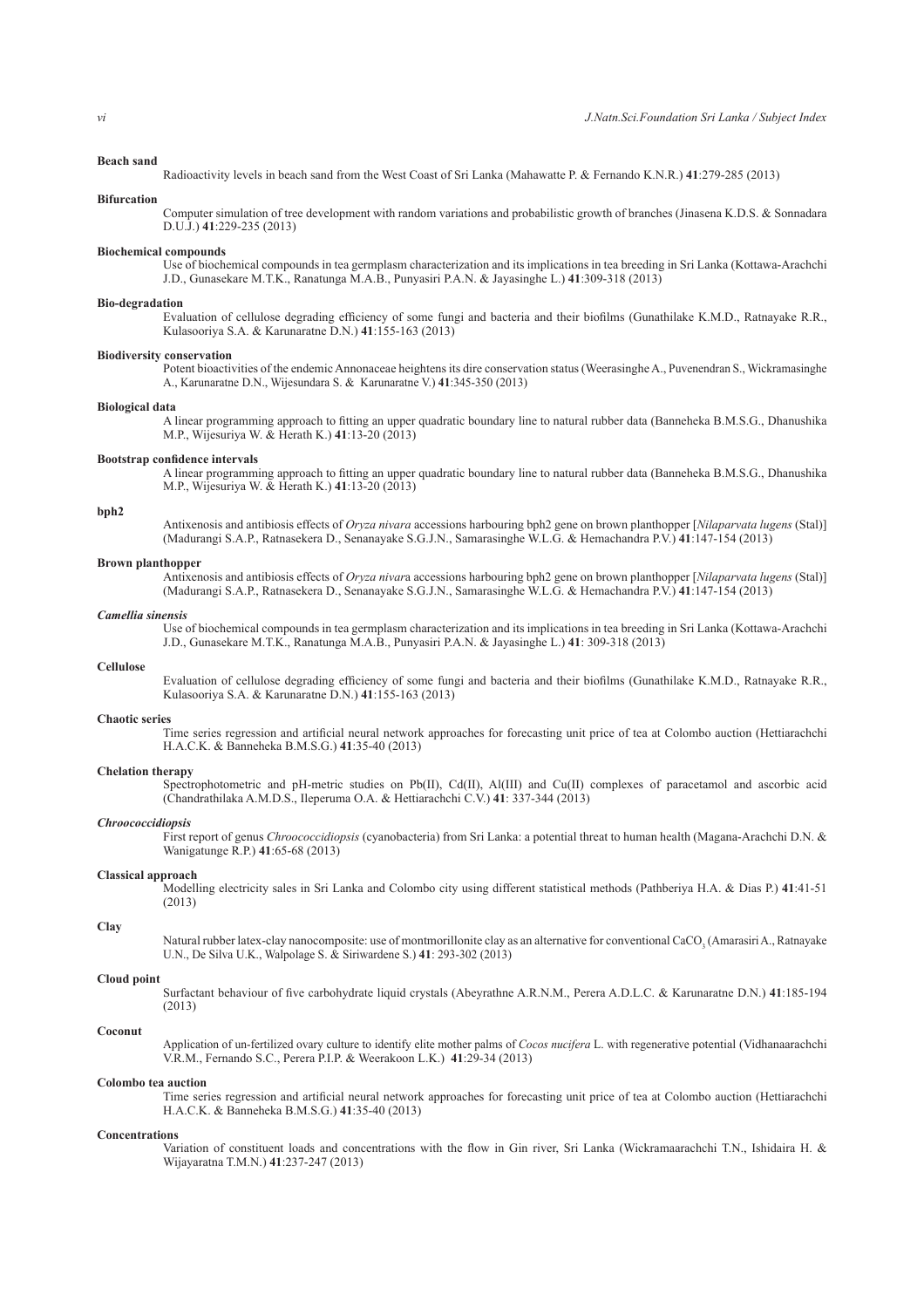**Beach sand**

Radioactivity levels in beach sand from the West Coast of Sri Lanka (Mahawatte P. & Fernando K.N.R.) **41**:279-285 (2013)

**Bifurcation**

Computer simulation of tree development with random variations and probabilistic growth of branches (Jinasena K.D.S. & Sonnadara D.U.J.) **41**:229-235 (2013)

**Biochemical compounds**

Use of biochemical compounds in tea germplasm characterization and its implications in tea breeding in Sri Lanka (Kottawa-Arachchi J.D., Gunasekare M.T.K., Ranatunga M.A.B., Punyasiri P.A.N. & Jayasinghe L.) **41**:309-318 (2013)

**Bio-degradation**

Evaluation of cellulose degrading efficiency of some fungi and bacteria and their biofilms (Gunathilake K.M.D., Ratnayake R.R., Kulasooriya S.A. & Karunaratne D.N.) **41**:155-163 (2013)

**Biodiversity conservation**

Potent bioactivities of the endemic Annonaceae heightens its dire conservation status (Weerasinghe A., Puvenendran S., Wickramasinghe A., Karunaratne D.N., Wijesundara S. & Karunaratne V.) **41**:345-350 (2013)

**Biological data**

A linear programming approach to fitting an upper quadratic boundary line to natural rubber data (Banneheka B.M.S.G., Dhanushika M.P., Wijesuriya W. & Herath K.) **41**:13-20 (2013)

**Bootstrap confidence intervals**

A linear programming approach to fitting an upper quadratic boundary line to natural rubber data (Banneheka B.M.S.G., Dhanushika M.P., Wijesuriya W. & Herath K.) **41**:13-20 (2013)

**bph2**

Antixenosis and antibiosis effects of *Oryza nivara* accessions harbouring bph2 gene on brown planthopper [*Nilaparvata lugens* (Stal)] (Madurangi S.A.P., Ratnasekera D., Senanayake S.G.J.N., Samarasinghe W.L.G. & Hemachandra P.V.) **41**:147-154 (2013)

**Brown planthopper**

Antixenosis and antibiosis effects of *Oryza nivara* accessions harbouring bph2 gene on brown planthopper [*Nilaparvata lugens* (Stal)] (Madurangi S.A.P., Ratnasekera D., Senanayake S.G.J.N., Samarasinghe W.L.G. & Hemachandra P.V.) **41**:147-154 (2013)

***Camellia sinensis***

Use of biochemical compounds in tea germplasm characterization and its implications in tea breeding in Sri Lanka (Kottawa-Arachchi J.D., Gunasekare M.T.K., Ranatunga M.A.B., Punyasiri P.A.N. & Jayasinghe L.) **41**: 309-318 (2013)

**Cellulose**

Evaluation of cellulose degrading efficiency of some fungi and bacteria and their biofilms (Gunathilake K.M.D., Ratnayake R.R., Kulasooriya S.A. & Karunaratne D.N.) **41**:155-163 (2013)

**Chaotic series**

Time series regression and artificial neural network approaches for forecasting unit price of tea at Colombo auction (Hettiarachchi H.A.C.K. & Banneheka B.M.S.G.) **41**:35-40 (2013)

**Chelation therapy**

Spectrophotometric and pH-metric studies on Pb(II), Cd(II), Al(III) and Cu(II) complexes of paracetamol and ascorbic acid (Chandrathilaka A.M.D.S., Ileperuma O.A. & Hettiarachchi C.V.) **41**: 337-344 (2013)

***Chroococcidiopsis***

First report of genus *Chroococcidiopsis* (cyanobacteria) from Sri Lanka: a potential threat to human health (Magana-Arachchi D.N. & Wanigatunge R.P.) **41**:65-68 (2013)

**Classical approach**

Modelling electricity sales in Sri Lanka and Colombo city using different statistical methods (Pathberiya H.A. & Dias P.) **41**:41-51 (2013)

**Clay**

Natural rubber latex-clay nanocomposite: use of montmorillonite clay as an alternative for conventional $CaCO_3$ (Amarasiri A., Ratnayake U.N., De Silva U.K., Walpolage S. & Siriwardene S.) **41**: 293-302 (2013)

**Cloud point**

Surfactant behaviour of five carbohydrate liquid crystals (Abeyrathne A.R.N.M., Perera A.D.L.C. & Karunaratne D.N.) **41**:185-194 (2013)

**Coconut**

Application of un-fertilized ovary culture to identify elite mother palms of *Cocos nucifera* L. with regenerative potential (Vidhanaarachchi V.R.M., Fernando S.C., Perera P.I.P. & Weerakoon L.K.) **41**:29-34 (2013)

**Colombo tea auction**

Time series regression and artificial neural network approaches for forecasting unit price of tea at Colombo auction (Hettiarachchi H.A.C.K. & Banneheka B.M.S.G.) **41**:35-40 (2013)

**Concentrations**

Variation of constituent loads and concentrations with the flow in Gin river, Sri Lanka (Wickramaarachchi T.N., Ishidaira H. & Wijayaratna T.M.N.) **41**:237-247 (2013)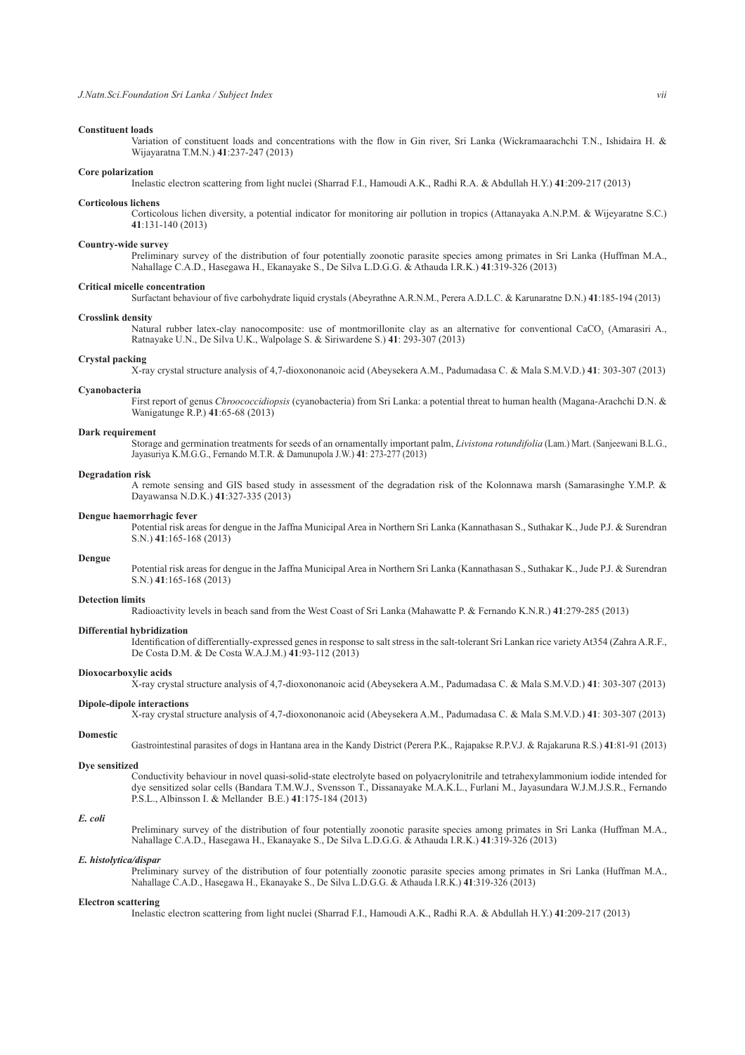**Constituent loads**

Variation of constituent loads and concentrations with the flow in Gin river, Sri Lanka (Wickramaarachchi T.N., Ishidaira H. & Wijayaratna T.M.N.) **41**:237-247 (2013)

**Core polarization**

Inelastic electron scattering from light nuclei (Sharrad F.I., Hamoudi A.K., Radhi R.A. & Abdullah H.Y.) **41**:209-217 (2013)

**Corticolous lichens**

Corticolous lichen diversity, a potential indicator for monitoring air pollution in tropics (Attanayaka A.N.P.M. & Wijeyaratne S.C.) **41**:131-140 (2013)

**Country-wide survey**

Preliminary survey of the distribution of four potentially zoonotic parasite species among primates in Sri Lanka (Huffman M.A., Nahallage C.A.D., Hasegawa H., Ekanayake S., De Silva L.D.G.G. & Athauda I.R.K.) **41**:319-326 (2013)

**Critical micelle concentration**

Surfactant behaviour of five carbohydrate liquid crystals (Abeyrathne A.R.N.M., Perera A.D.L.C. & Karunaratne D.N.) **41**:185-194 (2013)

**Crosslink density**

Natural rubber latex-clay nanocomposite: use of montmorillonite clay as an alternative for conventional $CaCO_3$ (Amarasiri A., Ratnayake U.N., De Silva U.K., Walpolage S. & Siriwardene S.) **41**: 293-307 (2013)

**Crystal packing**

X-ray crystal structure analysis of 4,7-dioxononanoic acid (Abeysekera A.M., Padumadasa C. & Mala S.M.V.D.) **41**: 303-307 (2013)

**Cyanobacteria**

First report of genus *Chroococcidiopsis* (cyanobacteria) from Sri Lanka: a potential threat to human health (Magana-Arachchi D.N. & Wanigatunge R.P.) **41**:65-68 (2013)

**Dark requirement**

Storage and germination treatments for seeds of an ornamentally important palm, *Livistona rotundifolia* (Lam.) Mart. (Sanjeewani B.L.G., Jayasuriya K.M.G.G., Fernando M.T.R. & Damunupola J.W.) **41**: 273-277 (2013)

**Degradation risk**

A remote sensing and GIS based study in assessment of the degradation risk of the Kolonnawa marsh (Samarasinghe Y.M.P. & Dayawansa N.D.K.) **41**:327-335 (2013)

**Dengue haemorrhagic fever**

Potential risk areas for dengue in the Jaffna Municipal Area in Northern Sri Lanka (Kannathasan S., Suthakar K., Jude P.J. & Surendran S.N.) **41**:165-168 (2013)

**Dengue**

Potential risk areas for dengue in the Jaffna Municipal Area in Northern Sri Lanka (Kannathasan S., Suthakar K., Jude P.J. & Surendran S.N.) **41**:165-168 (2013)

**Detection limits**

Radioactivity levels in beach sand from the West Coast of Sri Lanka (Mahawatte P. & Fernando K.N.R.) **41**:279-285 (2013)

**Differential hybridization**

Identification of differentially-expressed genes in response to salt stress in the salt-tolerant Sri Lankan rice variety At354 (Zahra A.R.F., De Costa D.M. & De Costa W.A.J.M.) **41**:93-112 (2013)

**Dioxocarboxylic acids**

X-ray crystal structure analysis of 4,7-dioxononanoic acid (Abeysekera A.M., Padumadasa C. & Mala S.M.V.D.) **41**: 303-307 (2013)

**Dipole-dipole interactions**

X-ray crystal structure analysis of 4,7-dioxononanoic acid (Abeysekera A.M., Padumadasa C. & Mala S.M.V.D.) **41**: 303-307 (2013)

**Domestic**

Gastrointestinal parasites of dogs in Hantana area in the Kandy District (Perera P.K., Rajapakse R.P.V.J. & Rajakaruna R.S.) **41**:81-91 (2013)

**Dye sensitized**

Conductivity behaviour in novel quasi-solid-state electrolyte based on polyacrylonitrile and tetrahexylammonium iodide intended for dye sensitized solar cells (Bandara T.M.W.J., Svensson T., Dissanayake M.A.K.L., Furlani M., Jayasundara W.J.M.J.S.R., Fernando P.S.L., Albinsson I. & Mellander B.E.) **41**:175-184 (2013)

***E. coli***

Preliminary survey of the distribution of four potentially zoonotic parasite species among primates in Sri Lanka (Huffman M.A., Nahallage C.A.D., Hasegawa H., Ekanayake S., De Silva L.D.G.G. & Athauda I.R.K.) **41**:319-326 (2013)

***E. histolytica/dispar***

Preliminary survey of the distribution of four potentially zoonotic parasite species among primates in Sri Lanka (Huffman M.A., Nahallage C.A.D., Hasegawa H., Ekanayake S., De Silva L.D.G.G. & Athauda I.R.K.) **41**:319-326 (2013)

**Electron scattering**

Inelastic electron scattering from light nuclei (Sharrad F.I., Hamoudi A.K., Radhi R.A. & Abdullah H.Y.) **41**:209-217 (2013)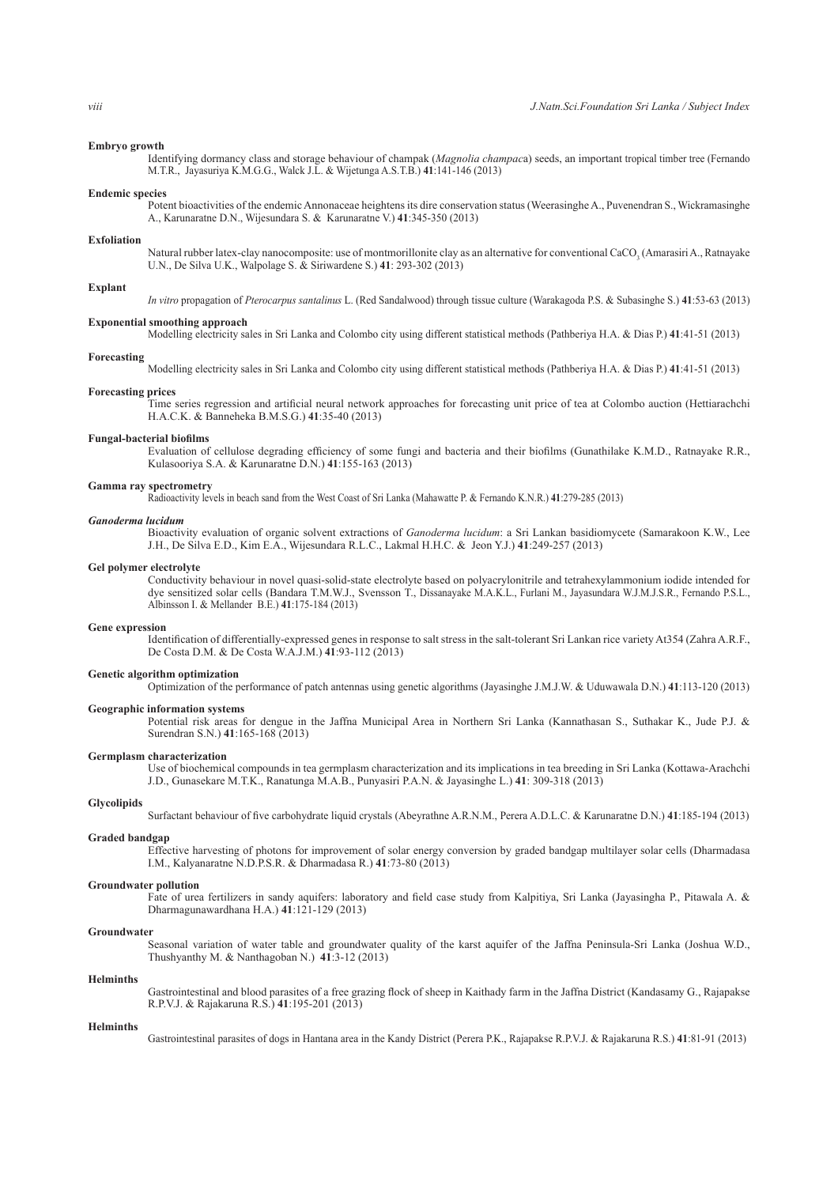**Embryo growth**

Identifying dormancy class and storage behaviour of champak (*Magnolia champac*a) seeds, an important tropical timber tree (Fernando M.T.R., Jayasuriya K.M.G.G., Walck J.L. & Wijetunga A.S.T.B.) **41**:141-146 (2013)

**Endemic species**

Potent bioactivities of the endemic Annonaceae heightens its dire conservation status (Weerasinghe A., Puvenendran S., Wickramasinghe A., Karunaratne D.N., Wijesundara S. & Karunaratne V.) **41**:345-350 (2013)

**Exfoliation**

Natural rubber latex-clay nanocomposite: use of montmorillonite clay as an alternative for conventional $CaCO_3$ (Amarasiri A., Ratnayake U.N., De Silva U.K., Walpolage S. & Siriwardene S.) **41**: 293-302 (2013)

**Explant**

*In vitro* propagation of *Pterocarpus santalinus* L. (Red Sandalwood) through tissue culture (Warakagoda P.S. & Subasinghe S.) **41**:53-63 (2013)

**Exponential smoothing approach**

Modelling electricity sales in Sri Lanka and Colombo city using different statistical methods (Pathberiya H.A. & Dias P.) **41**:41-51 (2013)

**Forecasting**

Modelling electricity sales in Sri Lanka and Colombo city using different statistical methods (Pathberiya H.A. & Dias P.) **41**:41-51 (2013)

**Forecasting prices**

Time series regression and artificial neural network approaches for forecasting unit price of tea at Colombo auction (Hettiarachchi H.A.C.K. & Banneheka B.M.S.G.) **41**:35-40 (2013)

**Fungal-bacterial biofilms**

Evaluation of cellulose degrading efficiency of some fungi and bacteria and their biofilms (Gunathilake K.M.D., Ratnayake R.R., Kulasooriya S.A. & Karunaratne D.N.) **41**:155-163 (2013)

**Gamma ray spectrometry**

Radioactivity levels in beach sand from the West Coast of Sri Lanka (Mahawatte P. & Fernando K.N.R.) **41**:279-285 (2013)

***Ganoderma lucidum***

Bioactivity evaluation of organic solvent extractions of *Ganoderma lucidum*: a Sri Lankan basidiomycete (Samarakoon K.W., Lee J.H., De Silva E.D., Kim E.A., Wijesundara R.L.C., Lakmal H.H.C. & Jeon Y.J.) **41**:249-257 (2013)

**Gel polymer electrolyte**

Conductivity behaviour in novel quasi-solid-state electrolyte based on polyacrylonitrile and tetrahexylammonium iodide intended for dye sensitized solar cells (Bandara T.M.W.J., Svensson T., Dissanayake M.A.K.L., Furlani M., Jayasundara W.J.M.J.S.R., Fernando P.S.L., Albinsson I. & Mellander B.E.) **41**:175-184 (2013)

**Gene expression**

Identification of differentially-expressed genes in response to salt stress in the salt-tolerant Sri Lankan rice variety At354 (Zahra A.R.F., De Costa D.M. & De Costa W.A.J.M.) **41**:93-112 (2013)

**Genetic algorithm optimization**

Optimization of the performance of patch antennas using genetic algorithms (Jayasinghe J.M.J.W. & Uduwawala D.N.) **41**:113-120 (2013)

**Geographic information systems**

Potential risk areas for dengue in the Jaffna Municipal Area in Northern Sri Lanka (Kannathasan S., Suthakar K., Jude P.J. & Surendran S.N.) **41**:165-168 (2013)

**Germplasm characterization**

Use of biochemical compounds in tea germplasm characterization and its implications in tea breeding in Sri Lanka (Kottawa-Arachchi J.D., Gunasekare M.T.K., Ranatunga M.A.B., Punyasiri P.A.N. & Jayasinghe L.) **41**: 309-318 (2013)

**Glycolipids**

Surfactant behaviour of five carbohydrate liquid crystals (Abeyrathne A.R.N.M., Perera A.D.L.C. & Karunaratne D.N.) **41**:185-194 (2013)

**Graded bandgap**

Effective harvesting of photons for improvement of solar energy conversion by graded bandgap multilayer solar cells (Dharmadasa I.M., Kalyanaratne N.D.P.S.R. & Dharmadasa R.) **41**:73-80 (2013)

**Groundwater pollution**

Fate of urea fertilizers in sandy aquifers: laboratory and field case study from Kalpitiya, Sri Lanka (Jayasingha P., Pitawala A. & Dharmagunawardhana H.A.) **41**:121-129 (2013)

**Groundwater**

Seasonal variation of water table and groundwater quality of the karst aquifer of the Jaffna Peninsula-Sri Lanka (Joshua W.D., Thushyanthy M. & Nanthagoban N.) **41**:3-12 (2013)

**Helminths**

Gastrointestinal and blood parasites of a free grazing flock of sheep in Kaithady farm in the Jaffna District (Kandasamy G., Rajapakse R.P.V.J. & Rajakaruna R.S.) **41**:195-201 (2013)

**Helminths**

Gastrointestinal parasites of dogs in Hantana area in the Kandy District (Perera P.K., Rajapakse R.P.V.J. & Rajakaruna R.S.) **41**:81-91 (2013)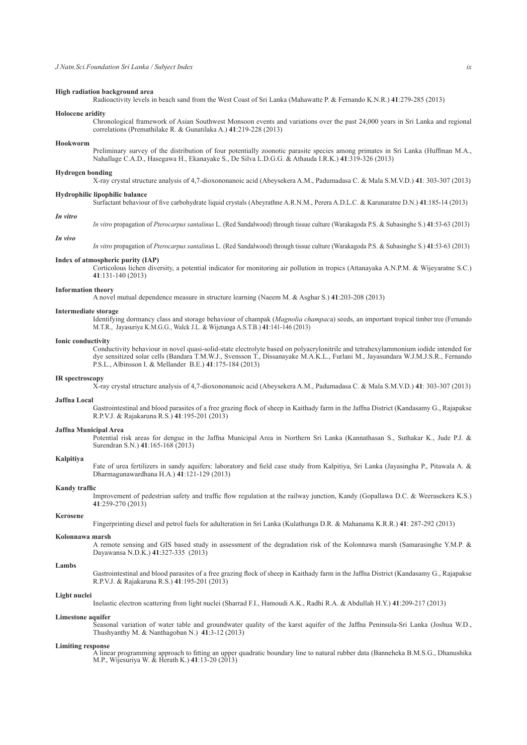**High radiation background area**

Radioactivity levels in beach sand from the West Coast of Sri Lanka (Mahawatte P. & Fernando K.N.R.) **41**:279-285 (2013)

**Holocene aridity**

Chronological framework of Asian Southwest Monsoon events and variations over the past 24,000 years in Sri Lanka and regional correlations (Premathilake R. & Gunatilaka A.) **41**:219-228 (2013)

**Hookworm**

Preliminary survey of the distribution of four potentially zoonotic parasite species among primates in Sri Lanka (Huffman M.A., Nahallage C.A.D., Hasegawa H., Ekanayake S., De Silva L.D.G.G. & Athauda I.R.K.) **41**:319-326 (2013)

**Hydrogen bonding**

X-ray crystal structure analysis of 4,7-dioxononanoic acid (Abeysekera A.M., Padumadasa C. & Mala S.M.V.D.) **41**: 303-307 (2013)

**Hydrophilic lipophilic balance**

Surfactant behaviour of five carbohydrate liquid crystals (Abeyrathne A.R.N.M., Perera A.D.L.C. & Karunaratne D.N.) **41**:185-14 (2013)

***In vitro***

*In vitro* propagation of *Pterocarpus santalinus* L. (Red Sandalwood) through tissue culture (Warakagoda P.S. & Subasinghe S.) **41**:53-63 (2013)

***In vivo***

*In vitro* propagation of *Pterocarpus santalinu*s L. (Red Sandalwood) through tissue culture (Warakagoda P.S. & Subasinghe S.) **41**:53-63 (2013)

**Index of atmospheric purity (IAP)**

Corticolous lichen diversity, a potential indicator for monitoring air pollution in tropics (Attanayaka A.N.P.M. & Wijeyaratne S.C.) **41**:131-140 (2013)

**Information theory**

A novel mutual dependence measure in structure learning (Naeem M. & Asghar S.) **41**:203-208 (2013)

**Intermediate storage**

Identifying dormancy class and storage behaviour of champak (*Magnolia champac*a) seeds, an important tropical timber tree (Fernando M.T.R., Jayasuriya K.M.G.G., Walck J.L. & Wijetunga A.S.T.B.) **41**:141-146 (2013)

**Ionic conductivity**

Conductivity behaviour in novel quasi-solid-state electrolyte based on polyacrylonitrile and tetrahexylammonium iodide intended for dye sensitized solar cells (Bandara T.M.W.J., Svensson T., Dissanayake M.A.K.L., Furlani M., Jayasundara W.J.M.J.S.R., Fernando P.S.L., Albinsson I. & Mellander B.E.) **41**:175-184 (2013)

**IR spectroscopy**

X-ray crystal structure analysis of 4,7-dioxononanoic acid (Abeysekera A.M., Padumadasa C. & Mala S.M.V.D.) **41**: 303-307 (2013)

**Jaffna Local**

Gastrointestinal and blood parasites of a free grazing flock of sheep in Kaithady farm in the Jaffna District (Kandasamy G., Rajapakse R.P.V.J. & Rajakaruna R.S.) **41**:195-201 (2013)

**Jaffna Municipal Area**

Potential risk areas for dengue in the Jaffna Municipal Area in Northern Sri Lanka (Kannathasan S., Suthakar K., Jude P.J. & Surendran S.N.) **41**:165-168 (2013)

**Kalpitiya**

Fate of urea fertilizers in sandy aquifers: laboratory and field case study from Kalpitiya, Sri Lanka (Jayasingha P., Pitawala A. & Dharmagunawardhana H.A.) **41**:121-129 (2013)

**Kandy traffic**

Improvement of pedestrian safety and traffic flow regulation at the railway junction, Kandy (Gopallawa D.C. & Weerasekera K.S.) **41**:259-270 (2013)

**Kerosene**

Fingerprinting diesel and petrol fuels for adulteration in Sri Lanka (Kulathunga D.R. & Mahanama K.R.R.) **41**: 287-292 (2013)

**Kolonnawa marsh**

A remote sensing and GIS based study in assessment of the degradation risk of the Kolonnawa marsh (Samarasinghe Y.M.P. & Dayawansa N.D.K.) **41**:327-335 (2013)

**Lambs**

Gastrointestinal and blood parasites of a free grazing flock of sheep in Kaithady farm in the Jaffna District (Kandasamy G., Rajapakse R.P.V.J. & Rajakaruna R.S.) **41**:195-201 (2013)

**Light nuclei**

Inelastic electron scattering from light nuclei (Sharrad F.I., Hamoudi A.K., Radhi R.A. & Abdullah H.Y.) **41**:209-217 (2013)

**Limestone aquifer**

Seasonal variation of water table and groundwater quality of the karst aquifer of the Jaffna Peninsula-Sri Lanka (Joshua W.D., Thushyanthy M. & Nanthagoban N.) **41**:3-12 (2013)

**Limiting response**

A linear programming approach to fitting an upper quadratic boundary line to natural rubber data (Banneheka B.M.S.G., Dhanushika M.P., Wijesuriya W. & Herath K.) **41**:13-20 (2013)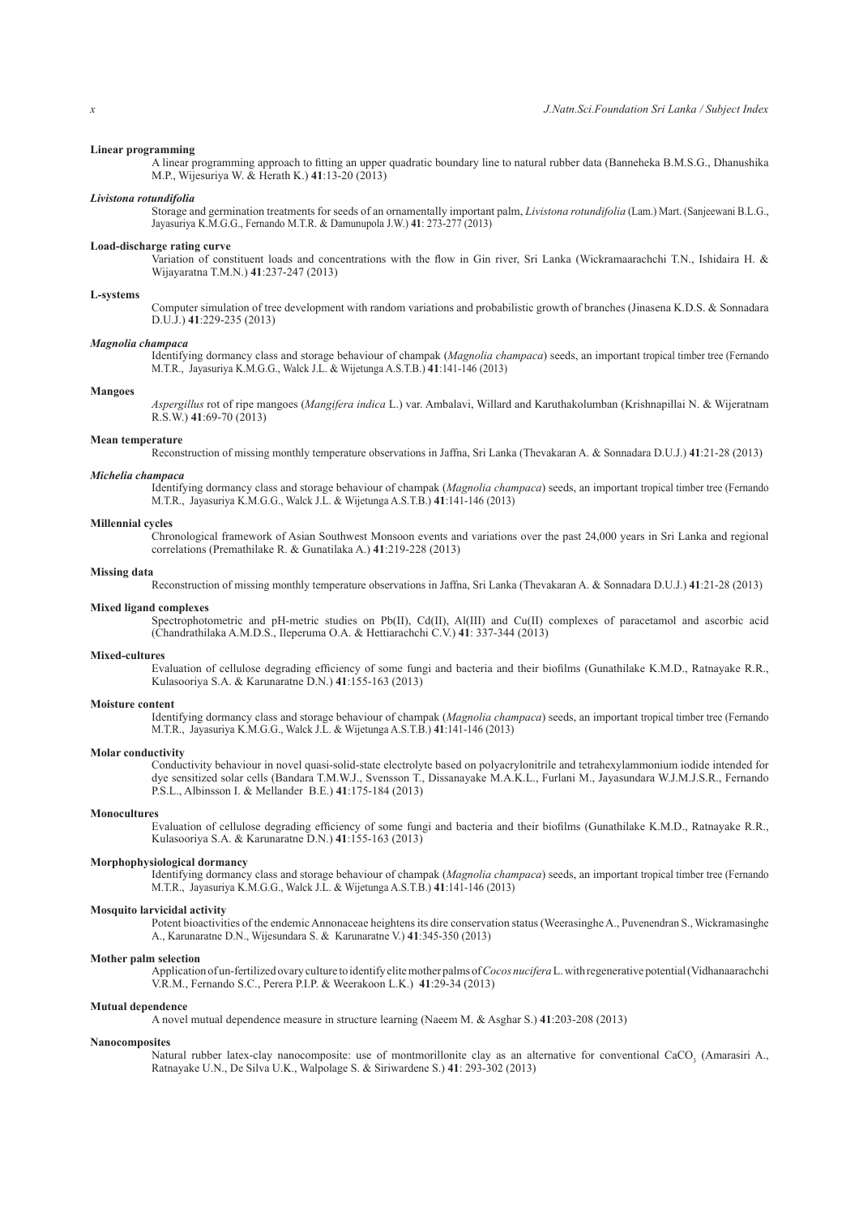**Linear programming**

A linear programming approach to fitting an upper quadratic boundary line to natural rubber data (Banneheka B.M.S.G., Dhanushika M.P., Wijesuriya W. & Herath K.) **41**:13-20 (2013)

***Livistona rotundifolia***

Storage and germination treatments for seeds of an ornamentally important palm, *Livistona rotundifolia* (Lam.) Mart. (Sanjeewani B.L.G., Jayasuriya K.M.G.G., Fernando M.T.R. & Damunupola J.W.) **41**: 273-277 (2013)

**Load-discharge rating curve**

Variation of constituent loads and concentrations with the flow in Gin river, Sri Lanka (Wickramaarachchi T.N., Ishidaira H. & Wijayaratna T.M.N.) **41**:237-247 (2013)

**L-systems**

Computer simulation of tree development with random variations and probabilistic growth of branches (Jinasena K.D.S. & Sonnadara D.U.J.) **41**:229-235 (2013)

***Magnolia champaca***

Identifying dormancy class and storage behaviour of champak (*Magnolia champaca*) seeds, an important tropical timber tree (Fernando M.T.R., Jayasuriya K.M.G.G., Walck J.L. & Wijetunga A.S.T.B.) **41**:141-146 (2013)

**Mangoes**

*Aspergillus* rot of ripe mangoes (*Mangifera indica* L.) var. Ambalavi, Willard and Karuthakolumban (Krishnapillai N. & Wijeratnam R.S.W.) **41**:69-70 (2013)

**Mean temperature**

Reconstruction of missing monthly temperature observations in Jaffna, Sri Lanka (Thevakaran A. & Sonnadara D.U.J.) **41**:21-28 (2013)

***Michelia champaca***

Identifying dormancy class and storage behaviour of champak (*Magnolia champaca*) seeds, an important tropical timber tree (Fernando M.T.R., Jayasuriya K.M.G.G., Walck J.L. & Wijetunga A.S.T.B.) **41**:141-146 (2013)

**Millennial cycles**

Chronological framework of Asian Southwest Monsoon events and variations over the past 24,000 years in Sri Lanka and regional correlations (Premathilake R. & Gunatilaka A.) **41**:219-228 (2013)

**Missing data**

Reconstruction of missing monthly temperature observations in Jaffna, Sri Lanka (Thevakaran A. & Sonnadara D.U.J.) **41**:21-28 (2013)

**Mixed ligand complexes**

Spectrophotometric and pH-metric studies on Pb(II), Cd(II), Al(III) and Cu(II) complexes of paracetamol and ascorbic acid (Chandrathilaka A.M.D.S., Ileperuma O.A. & Hettiarachchi C.V.) **41**: 337-344 (2013)

**Mixed-cultures**

Evaluation of cellulose degrading efficiency of some fungi and bacteria and their biofilms (Gunathilake K.M.D., Ratnayake R.R., Kulasooriya S.A. & Karunaratne D.N.) **41**:155-163 (2013)

**Moisture content**

Identifying dormancy class and storage behaviour of champak (*Magnolia champaca*) seeds, an important tropical timber tree (Fernando M.T.R., Jayasuriya K.M.G.G., Walck J.L. & Wijetunga A.S.T.B.) **41**:141-146 (2013)

**Molar conductivity**

Conductivity behaviour in novel quasi-solid-state electrolyte based on polyacrylonitrile and tetrahexylammonium iodide intended for dye sensitized solar cells (Bandara T.M.W.J., Svensson T., Dissanayake M.A.K.L., Furlani M., Jayasundara W.J.M.J.S.R., Fernando P.S.L., Albinsson I. & Mellander B.E.) **41**:175-184 (2013)

**Monocultures**

Evaluation of cellulose degrading efficiency of some fungi and bacteria and their biofilms (Gunathilake K.M.D., Ratnayake R.R., Kulasooriya S.A. & Karunaratne D.N.) **41**:155-163 (2013)

**Morphophysiological dormancy**

Identifying dormancy class and storage behaviour of champak (*Magnolia champaca*) seeds, an important tropical timber tree (Fernando M.T.R., Jayasuriya K.M.G.G., Walck J.L. & Wijetunga A.S.T.B.) **41**:141-146 (2013)

**Mosquito larvicidal activity**

Potent bioactivities of the endemic Annonaceae heightens its dire conservation status (Weerasinghe A., Puvenendran S., Wickramasinghe A., Karunaratne D.N., Wijesundara S. & Karunaratne V.) **41**:345-350 (2013)

**Mother palm selection**

Application of un-fertilized ovary culture to identify elite mother palms of *Cocos nucifera* L. with regenerative potential (Vidhanaarachchi V.R.M., Fernando S.C., Perera P.I.P. & Weerakoon L.K.) **41**:29-34 (2013)

**Mutual dependence**

A novel mutual dependence measure in structure learning (Naeem M. & Asghar S.) **41**:203-208 (2013)

**Nanocomposites**

Natural rubber latex-clay nanocomposite: use of montmorillonite clay as an alternative for conventional $CaCO_3$ (Amarasiri A., Ratnayake U.N., De Silva U.K., Walpolage S. & Siriwardene S.) **41**: 293-302 (2013)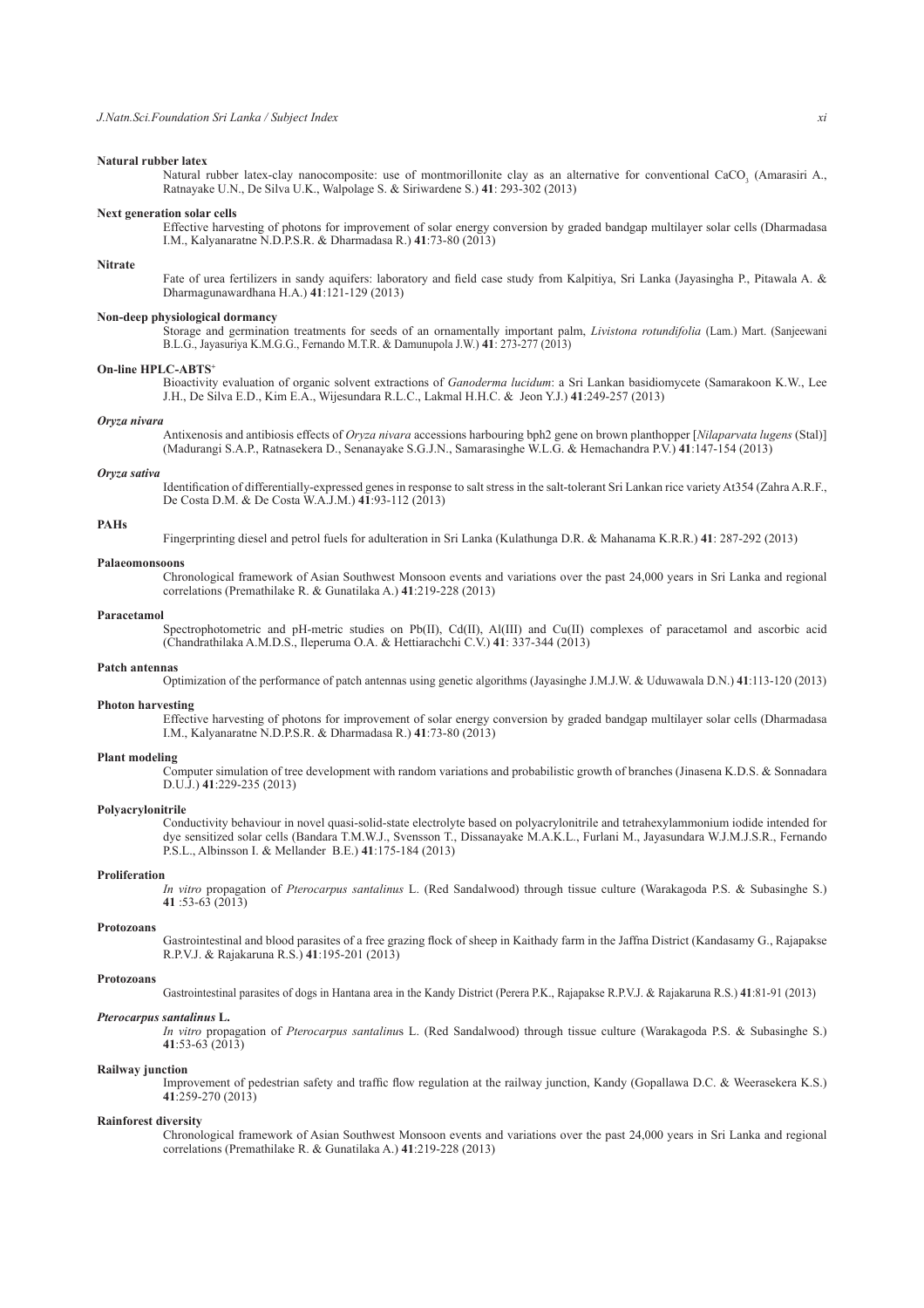**Natural rubber latex**

Natural rubber latex-clay nanocomposite: use of montmorillonite clay as an alternative for conventional $CaCO_3$ (Amarasiri A., Ratnayake U.N., De Silva U.K., Walpolage S. & Siriwardene S.) **41**: 293-302 (2013)

**Next generation solar cells**

Effective harvesting of photons for improvement of solar energy conversion by graded bandgap multilayer solar cells (Dharmadasa I.M., Kalyanaratne N.D.P.S.R. & Dharmadasa R.) **41**:73-80 (2013)

**Nitrate**

Fate of urea fertilizers in sandy aquifers: laboratory and field case study from Kalpitiya, Sri Lanka (Jayasingha P., Pitawala A. & Dharmagunawardhana H.A.) **41**:121-129 (2013)

**Non-deep physiological dormancy**

Storage and germination treatments for seeds of an ornamentally important palm, *Livistona rotundifolia* (Lam.) Mart. (Sanjeewani B.L.G., Jayasuriya K.M.G.G., Fernando M.T.R. & Damunupola J.W.) **41**: 273-277 (2013)

**On-line HPLC-ABTS$^+$**

Bioactivity evaluation of organic solvent extractions of *Ganoderma lucidum*: a Sri Lankan basidiomycete (Samarakoon K.W., Lee J.H., De Silva E.D., Kim E.A., Wijesundara R.L.C., Lakmal H.H.C. & Jeon Y.J.) **41**:249-257 (2013)

***Oryza nivara***

Antixenosis and antibiosis effects of *Oryza nivara* accessions harbouring bph2 gene on brown planthopper [*Nilaparvata lugens* (Stal)] (Madurangi S.A.P., Ratnasekera D., Senanayake S.G.J.N., Samarasinghe W.L.G. & Hemachandra P.V.) **41**:147-154 (2013)

***Oryza sativa***

Identification of differentially-expressed genes in response to salt stress in the salt-tolerant Sri Lankan rice variety At354 (Zahra A.R.F., De Costa D.M. & De Costa W.A.J.M.) **41**:93-112 (2013)

**PAHs**

Fingerprinting diesel and petrol fuels for adulteration in Sri Lanka (Kulathunga D.R. & Mahanama K.R.R.) **41**: 287-292 (2013)

**Palaeomonsoons**

Chronological framework of Asian Southwest Monsoon events and variations over the past 24,000 years in Sri Lanka and regional correlations (Premathilake R. & Gunatilaka A.) **41**:219-228 (2013)

**Paracetamol**

Spectrophotometric and pH-metric studies on Pb(II), Cd(II), Al(III) and Cu(II) complexes of paracetamol and ascorbic acid (Chandrathilaka A.M.D.S., Ileperuma O.A. & Hettiarachchi C.V.) **41**: 337-344 (2013)

**Patch antennas**

Optimization of the performance of patch antennas using genetic algorithms (Jayasinghe J.M.J.W. & Uduwawala D.N.) **41**:113-120 (2013)

**Photon harvesting**

Effective harvesting of photons for improvement of solar energy conversion by graded bandgap multilayer solar cells (Dharmadasa I.M., Kalyanaratne N.D.P.S.R. & Dharmadasa R.) **41**:73-80 (2013)

**Plant modeling**

Computer simulation of tree development with random variations and probabilistic growth of branches (Jinasena K.D.S. & Sonnadara D.U.J.) **41**:229-235 (2013)

**Polyacrylonitrile**

Conductivity behaviour in novel quasi-solid-state electrolyte based on polyacrylonitrile and tetrahexylammonium iodide intended for dye sensitized solar cells (Bandara T.M.W.J., Svensson T., Dissanayake M.A.K.L., Furlani M., Jayasundara W.J.M.J.S.R., Fernando P.S.L., Albinsson I. & Mellander B.E.) **41**:175-184 (2013)

**Proliferation**

*In vitro* propagation of *Pterocarpus santalinus* L. (Red Sandalwood) through tissue culture (Warakagoda P.S. & Subasinghe S.) **41** :53-63 (2013)

**Protozoans**

Gastrointestinal and blood parasites of a free grazing flock of sheep in Kaithady farm in the Jaffna District (Kandasamy G., Rajapakse R.P.V.J. & Rajakaruna R.S.) **41**:195-201 (2013)

**Protozoans**

Gastrointestinal parasites of dogs in Hantana area in the Kandy District (Perera P.K., Rajapakse R.P.V.J. & Rajakaruna R.S.) **41**:81-91 (2013)

***Pterocarpus santalinus* L.**

*In vitro* propagation of *Pterocarpus santalinus* L. (Red Sandalwood) through tissue culture (Warakagoda P.S. & Subasinghe S.) **41**:53-63 (2013)

**Railway junction**

Improvement of pedestrian safety and traffic flow regulation at the railway junction, Kandy (Gopallawa D.C. & Weerasekera K.S.) **41**:259-270 (2013)

**Rainforest diversity**

Chronological framework of Asian Southwest Monsoon events and variations over the past 24,000 years in Sri Lanka and regional correlations (Premathilake R. & Gunatilaka A.) **41**:219-228 (2013)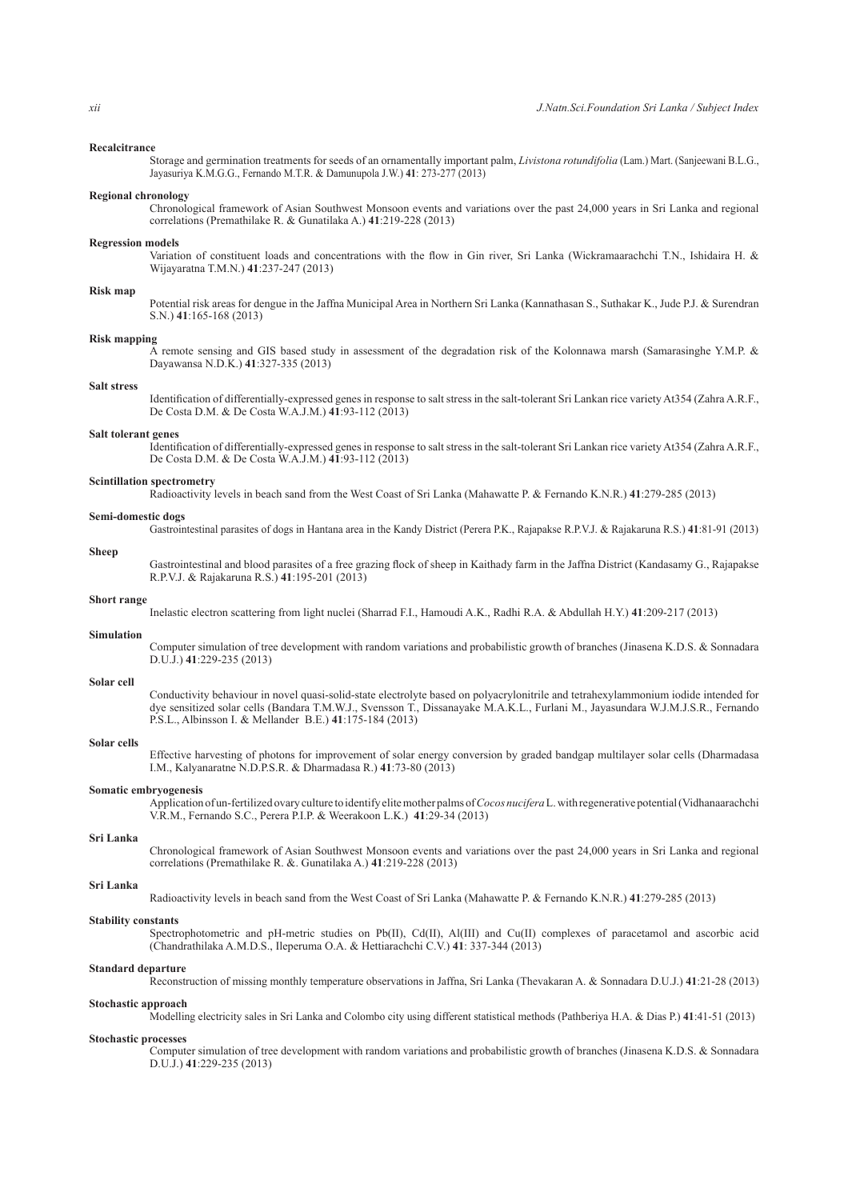**Recalcitrance**

Storage and germination treatments for seeds of an ornamentally important palm, *Livistona rotundifolia* (Lam.) Mart. (Sanjeewani B.L.G., Jayasuriya K.M.G.G., Fernando M.T.R. & Damunupola J.W.) **41**: 273-277 (2013)

**Regional chronology**

Chronological framework of Asian Southwest Monsoon events and variations over the past 24,000 years in Sri Lanka and regional correlations (Premathilake R. & Gunatilaka A.) **41**:219-228 (2013)

**Regression models**

Variation of constituent loads and concentrations with the flow in Gin river, Sri Lanka (Wickramaarachchi T.N., Ishidaira H. & Wijayaratna T.M.N.) **41**:237-247 (2013)

**Risk map**

Potential risk areas for dengue in the Jaffna Municipal Area in Northern Sri Lanka (Kannathasan S., Suthakar K., Jude P.J. & Surendran S.N.) **41**:165-168 (2013)

**Risk mapping**

A remote sensing and GIS based study in assessment of the degradation risk of the Kolonnawa marsh (Samarasinghe Y.M.P. & Dayawansa N.D.K.) **41**:327-335 (2013)

**Salt stress**

Identification of differentially-expressed genes in response to salt stress in the salt-tolerant Sri Lankan rice variety At354 (Zahra A.R.F., De Costa D.M. & De Costa W.A.J.M.) **41**:93-112 (2013)

**Salt tolerant genes**

Identification of differentially-expressed genes in response to salt stress in the salt-tolerant Sri Lankan rice variety At354 (Zahra A.R.F., De Costa D.M. & De Costa W.A.J.M.) **41**:93-112 (2013)

**Scintillation spectrometry**

Radioactivity levels in beach sand from the West Coast of Sri Lanka (Mahawatte P. & Fernando K.N.R.) **41**:279-285 (2013)

**Semi-domestic dogs**

Gastrointestinal parasites of dogs in Hantana area in the Kandy District (Perera P.K., Rajapakse R.P.V.J. & Rajakaruna R.S.) **41**:81-91 (2013)

**Sheep**

Gastrointestinal and blood parasites of a free grazing flock of sheep in Kaithady farm in the Jaffna District (Kandasamy G., Rajapakse R.P.V.J. & Rajakaruna R.S.) **41**:195-201 (2013)

**Short range**

Inelastic electron scattering from light nuclei (Sharrad F.I., Hamoudi A.K., Radhi R.A. & Abdullah H.Y.) **41**:209-217 (2013)

**Simulation**

Computer simulation of tree development with random variations and probabilistic growth of branches (Jinasena K.D.S. & Sonnadara D.U.J.) **41**:229-235 (2013)

**Solar cell**

Conductivity behaviour in novel quasi-solid-state electrolyte based on polyacrylonitrile and tetrahexylammonium iodide intended for dye sensitized solar cells (Bandara T.M.W.J., Svensson T., Dissanayake M.A.K.L., Furlani M., Jayasundara W.J.M.J.S.R., Fernando P.S.L., Albinsson I. & Mellander B.E.) **41**:175-184 (2013)

**Solar cells**

Effective harvesting of photons for improvement of solar energy conversion by graded bandgap multilayer solar cells (Dharmadasa I.M., Kalyanaratne N.D.P.S.R. & Dharmadasa R.) **41**:73-80 (2013)

**Somatic embryogenesis**

Application of un-fertilized ovary culture to identify elite mother palms of *Cocos nucifera* L. with regenerative potential (Vidhanaarachchi V.R.M., Fernando S.C., Perera P.I.P. & Weerakoon L.K.) **41**:29-34 (2013)

**Sri Lanka**

Chronological framework of Asian Southwest Monsoon events and variations over the past 24,000 years in Sri Lanka and regional correlations (Premathilake R. &. Gunatilaka A.) **41**:219-228 (2013)

**Sri Lanka**

Radioactivity levels in beach sand from the West Coast of Sri Lanka (Mahawatte P. & Fernando K.N.R.) **41**:279-285 (2013)

**Stability constants**

Spectrophotometric and pH-metric studies on Pb(II), Cd(II), Al(III) and Cu(II) complexes of paracetamol and ascorbic acid (Chandrathilaka A.M.D.S., Ileperuma O.A. & Hettiarachchi C.V.) **41**: 337-344 (2013)

**Standard departure**

Reconstruction of missing monthly temperature observations in Jaffna, Sri Lanka (Thevakaran A. & Sonnadara D.U.J.) **41**:21-28 (2013)

**Stochastic approach**

Modelling electricity sales in Sri Lanka and Colombo city using different statistical methods (Pathberiya H.A. & Dias P.) **41**:41-51 (2013)

**Stochastic processes**

Computer simulation of tree development with random variations and probabilistic growth of branches (Jinasena K.D.S. & Sonnadara D.U.J.) **41**:229-235 (2013)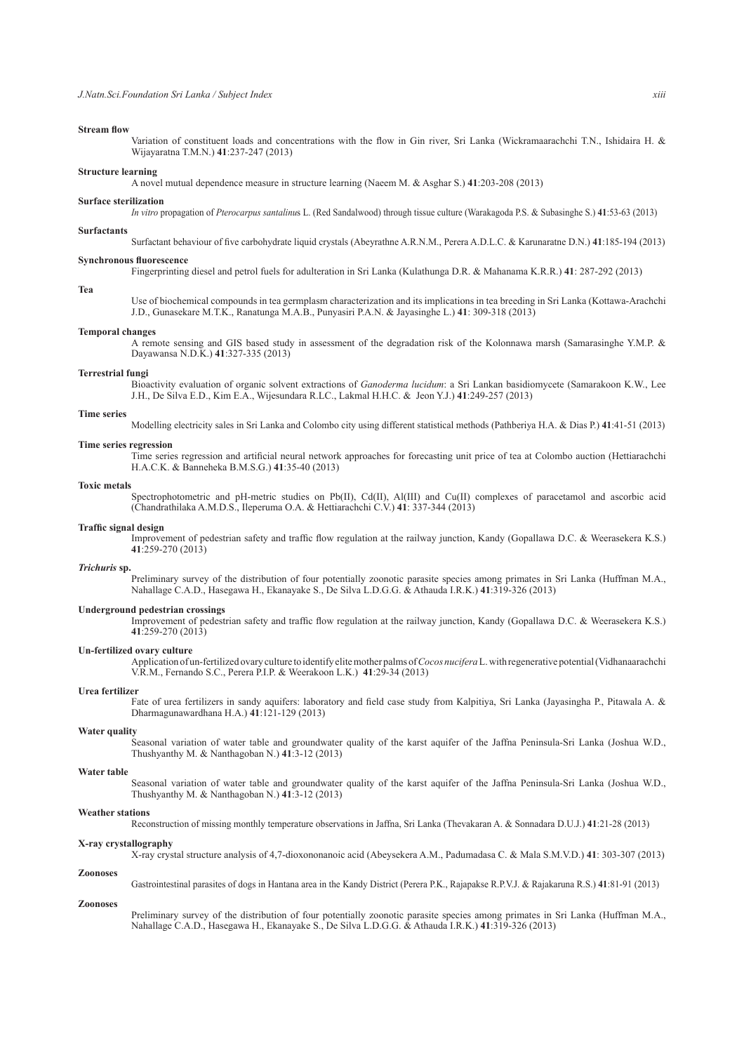**Stream flow**

Variation of constituent loads and concentrations with the flow in Gin river, Sri Lanka (Wickramaarachchi T.N., Ishidaira H. & Wijayaratna T.M.N.) **41**:237-247 (2013)

**Structure learning**

A novel mutual dependence measure in structure learning (Naeem M. & Asghar S.) **41**:203-208 (2013)

**Surface sterilization**

*In vitro* propagation of *Pterocarpus santalinus* L. (Red Sandalwood) through tissue culture (Warakagoda P.S. & Subasinghe S.) **41**:53-63 (2013)

**Surfactants**

Surfactant behaviour of five carbohydrate liquid crystals (Abeyrathne A.R.N.M., Perera A.D.L.C. & Karunaratne D.N.) **41**:185-194 (2013)

**Synchronous fluorescence**

Fingerprinting diesel and petrol fuels for adulteration in Sri Lanka (Kulathunga D.R. & Mahanama K.R.R.) **41**: 287-292 (2013)

**Tea**

Use of biochemical compounds in tea germplasm characterization and its implications in tea breeding in Sri Lanka (Kottawa-Arachchi J.D., Gunasekare M.T.K., Ranatunga M.A.B., Punyasiri P.A.N. & Jayasinghe L.) **41**: 309-318 (2013)

**Temporal changes**

A remote sensing and GIS based study in assessment of the degradation risk of the Kolonnawa marsh (Samarasinghe Y.M.P. & Dayawansa N.D.K.) **41**:327-335 (2013)

**Terrestrial fungi**

Bioactivity evaluation of organic solvent extractions of *Ganoderma lucidum*: a Sri Lankan basidiomycete (Samarakoon K.W., Lee J.H., De Silva E.D., Kim E.A., Wijesundara R.L.C., Lakmal H.H.C. & Jeon Y.J.) **41**:249-257 (2013)

**Time series**

Modelling electricity sales in Sri Lanka and Colombo city using different statistical methods (Pathberiya H.A. & Dias P.) **41**:41-51 (2013)

**Time series regression**

Time series regression and artificial neural network approaches for forecasting unit price of tea at Colombo auction (Hettiarachchi H.A.C.K. & Banneheka B.M.S.G.) **41**:35-40 (2013)

**Toxic metals**

Spectrophotometric and pH-metric studies on Pb(II), Cd(II), Al(III) and Cu(II) complexes of paracetamol and ascorbic acid (Chandrathilaka A.M.D.S., Ileperuma O.A. & Hettiarachchi C.V.) **41**: 337-344 (2013)

**Traffic signal design**

Improvement of pedestrian safety and traffic flow regulation at the railway junction, Kandy (Gopallawa D.C. & Weerasekera K.S.) **41**:259-270 (2013)

***Trichuris* sp.**

Preliminary survey of the distribution of four potentially zoonotic parasite species among primates in Sri Lanka (Huffman M.A., Nahallage C.A.D., Hasegawa H., Ekanayake S., De Silva L.D.G.G. & Athauda I.R.K.) **41**:319-326 (2013)

**Underground pedestrian crossings**

Improvement of pedestrian safety and traffic flow regulation at the railway junction, Kandy (Gopallawa D.C. & Weerasekera K.S.) **41**:259-270 (2013)

**Un-fertilized ovary culture**

Application of un-fertilized ovary culture to identify elite mother palms of *Cocos nucifera* L. with regenerative potential (Vidhanaarachchi V.R.M., Fernando S.C., Perera P.I.P. & Weerakoon L.K.) **41**:29-34 (2013)

**Urea fertilizer**

Fate of urea fertilizers in sandy aquifers: laboratory and field case study from Kalpitiya, Sri Lanka (Jayasingha P., Pitawala A. & Dharmagunawardhana H.A.) **41**:121-129 (2013)

**Water quality**

Seasonal variation of water table and groundwater quality of the karst aquifer of the Jaffna Peninsula-Sri Lanka (Joshua W.D., Thushyanthy M. & Nanthagoban N.) **41**:3-12 (2013)

**Water table**

Seasonal variation of water table and groundwater quality of the karst aquifer of the Jaffna Peninsula-Sri Lanka (Joshua W.D., Thushyanthy M. & Nanthagoban N.) **41**:3-12 (2013)

**Weather stations**

Reconstruction of missing monthly temperature observations in Jaffna, Sri Lanka (Thevakaran A. & Sonnadara D.U.J.) **41**:21-28 (2013)

**X-ray crystallography**

X-ray crystal structure analysis of 4,7-dioxononanoic acid (Abeysekera A.M., Padumadasa C. & Mala S.M.V.D.) **41**: 303-307 (2013)

**Zoonoses**

Gastrointestinal parasites of dogs in Hantana area in the Kandy District (Perera P.K., Rajapakse R.P.V.J. & Rajakaruna R.S.) **41**:81-91 (2013)

**Zoonoses**

Preliminary survey of the distribution of four potentially zoonotic parasite species among primates in Sri Lanka (Huffman M.A., Nahallage C.A.D., Hasegawa H., Ekanayake S., De Silva L.D.G.G. & Athauda I.R.K.) **41**:319-326 (2013)